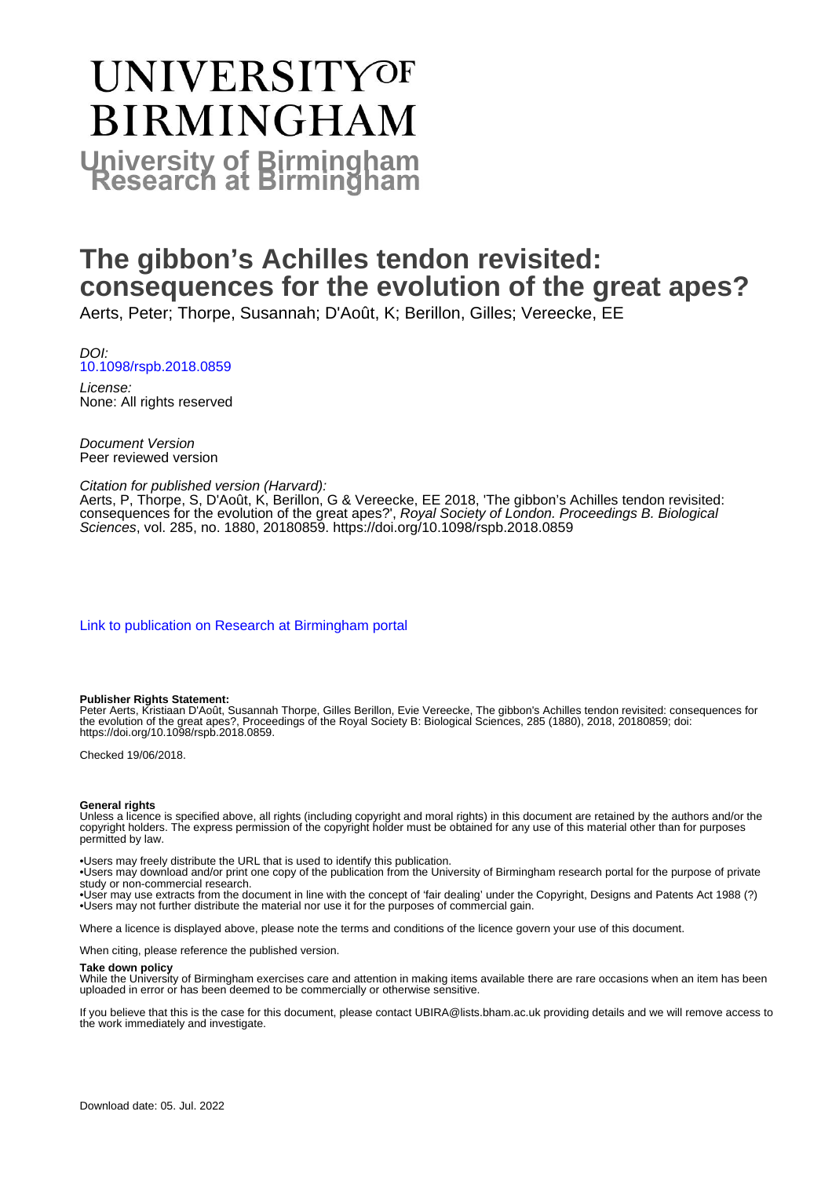# UNIVERSITY OF BIRMINGHAM

## University of Birmingham Research at Birmingham

# The gibbon's Achilles tendon revisited: consequences for the evolution of the great apes?

Aerts, Peter; Thorpe, Susannah; D'Août, K; Berillon, Gilles; Vereecke, EE

*DOI:*
10.1098/rspb.2018.0859

*License:*
None: All rights reserved

*Document Version*
Peer reviewed version

*Citation for published version (Harvard):*
Aerts, P, Thorpe, S, D'Août, K, Berillon, G & Vereecke, EE 2018, 'The gibbon's Achilles tendon revisited: consequences for the evolution of the great apes?', *Royal Society of London. Proceedings B. Biological Sciences*, vol. 285, no. 1880, 20180859. https://doi.org/10.1098/rspb.2018.0859

Link to publication on Research at Birmingham portal

**Publisher Rights Statement:**
Peter Aerts, Kristiaan D'Août, Susannah Thorpe, Gilles Berillon, Evie Vereecke, The gibbon's Achilles tendon revisited: consequences for the evolution of the great apes?, Proceedings of the Royal Society B: Biological Sciences, 285 (1880), 2018, 20180859; doi: https://doi.org/10.1098/rspb.2018.0859.

Checked 19/06/2018.

**General rights**
Unless a licence is specified above, all rights (including copyright and moral rights) in this document are retained by the authors and/or the copyright holders. The express permission of the copyright holder must be obtained for any use of this material other than for purposes permitted by law.

•Users may freely distribute the URL that is used to identify this publication.
•Users may download and/or print one copy of the publication from the University of Birmingham research portal for the purpose of private study or non-commercial research.
•User may use extracts from the document in line with the concept of 'fair dealing' under the Copyright, Designs and Patents Act 1988 (?)
•Users may not further distribute the material nor use it for the purposes of commercial gain.

Where a licence is displayed above, please note the terms and conditions of the licence govern your use of this document.

When citing, please reference the published version.

**Take down policy**
While the University of Birmingham exercises care and attention in making items available there are rare occasions when an item has been uploaded in error or has been deemed to be commercially or otherwise sensitive.

If you believe that this is the case for this document, please contact UBIRA@lists.bham.ac.uk providing details and we will remove access to the work immediately and investigate.

Download date: 05. Jul. 2022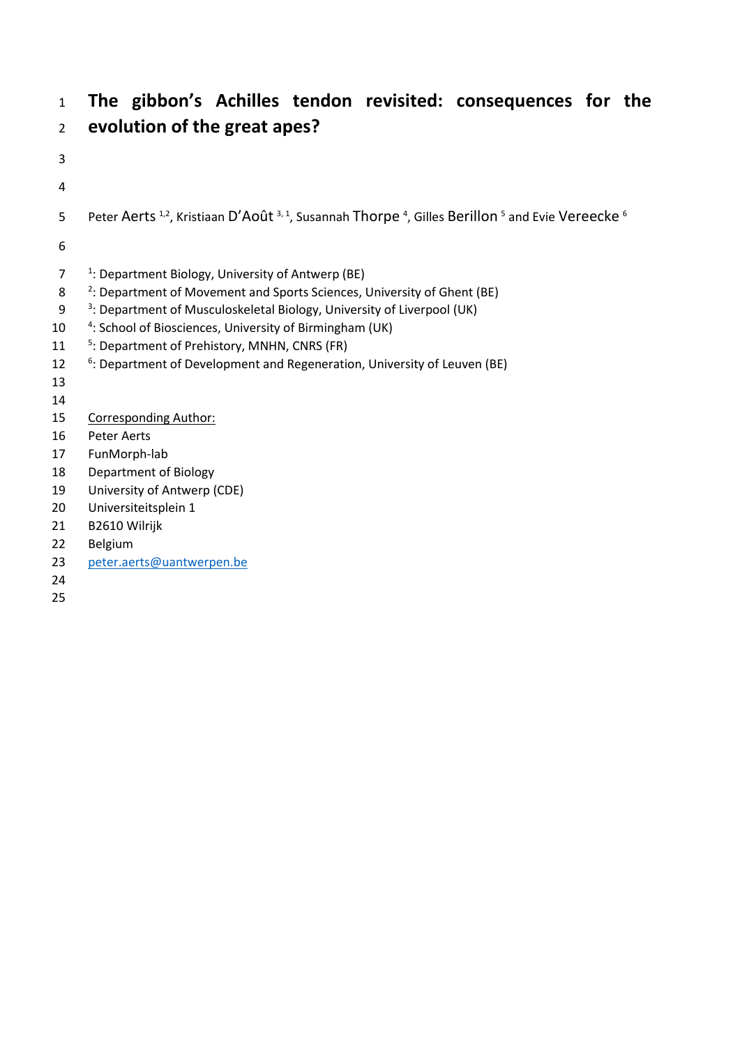# The gibbon's Achilles tendon revisited: consequences for the evolution of the great apes?

Peter Aerts [1,2], Kristiaan D'Août [3,1], Susannah Thorpe [4], Gilles Berillon [5] and Evie Vereecke [6]

[1]: Department Biology, University of Antwerp (BE)
[2]: Department of Movement and Sports Sciences, University of Ghent (BE)
[3]: Department of Musculoskeletal Biology, University of Liverpool (UK)
[4]: School of Biosciences, University of Birmingham (UK)
[5]: Department of Prehistory, MNHN, CNRS (FR)
[6]: Department of Development and Regeneration, University of Leuven (BE)

Corresponding Author:
Peter Aerts
FunMorph-lab
Department of Biology
University of Antwerp (CDE)
Universiteitsplein 1
B2610 Wilrijk
Belgium
peter.aerts@uantwerpen.be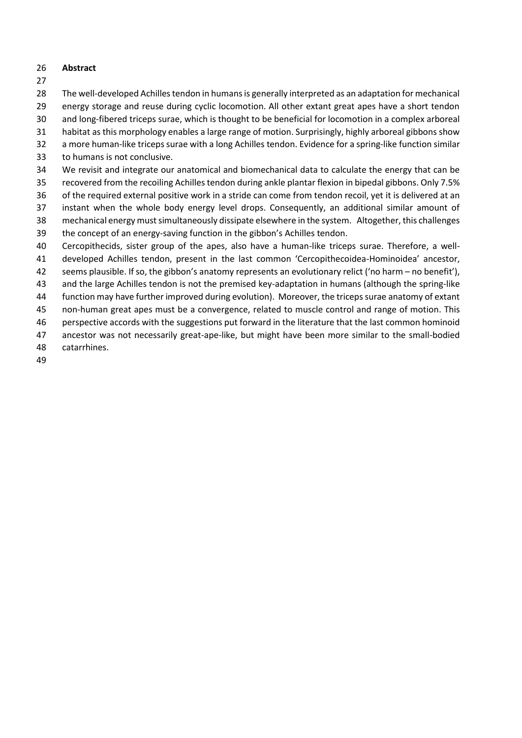## Abstract

The well-developed Achilles tendon in humans is generally interpreted as an adaptation for mechanical energy storage and reuse during cyclic locomotion. All other extant great apes have a short tendon and long-fibered triceps surae, which is thought to be beneficial for locomotion in a complex arboreal habitat as this morphology enables a large range of motion. Surprisingly, highly arboreal gibbons show a more human-like triceps surae with a long Achilles tendon. Evidence for a spring-like function similar to humans is not conclusive.

We revisit and integrate our anatomical and biomechanical data to calculate the energy that can be recovered from the recoiling Achilles tendon during ankle plantar flexion in bipedal gibbons. Only 7.5% of the required external positive work in a stride can come from tendon recoil, yet it is delivered at an instant when the whole body energy level drops. Consequently, an additional similar amount of mechanical energy must simultaneously dissipate elsewhere in the system. Altogether, this challenges the concept of an energy-saving function in the gibbon's Achilles tendon.

Cercopithecids, sister group of the apes, also have a human-like triceps surae. Therefore, a well-developed Achilles tendon, present in the last common 'Cercopithecoidea-Hominoidea' ancestor, seems plausible. If so, the gibbon's anatomy represents an evolutionary relict ('no harm – no benefit'), and the large Achilles tendon is not the premised key-adaptation in humans (although the spring-like function may have further improved during evolution). Moreover, the triceps surae anatomy of extant non-human great apes must be a convergence, related to muscle control and range of motion. This perspective accords with the suggestions put forward in the literature that the last common hominoid ancestor was not necessarily great-ape-like, but might have been more similar to the small-bodied catarrhines.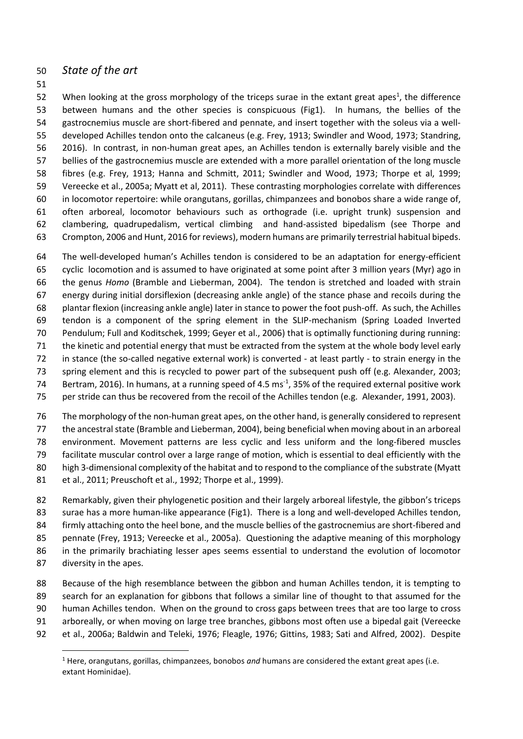## *State of the art*

When looking at the gross morphology of the triceps surae in the extant great apes[1], the difference between humans and the other species is conspicuous (Fig1). In humans, the bellies of the gastrocnemius muscle are short-fibered and pennate, and insert together with the soleus via a well-developed Achilles tendon onto the calcaneus (e.g. Frey, 1913; Swindler and Wood, 1973; Standring, 2016). In contrast, in non-human great apes, an Achilles tendon is externally barely visible and the bellies of the gastrocnemius muscle are extended with a more parallel orientation of the long muscle fibres (e.g. Frey, 1913; Hanna and Schmitt, 2011; Swindler and Wood, 1973; Thorpe et al, 1999; Vereecke et al., 2005a; Myatt et al, 2011). These contrasting morphologies correlate with differences in locomotor repertoire: while orangutans, gorillas, chimpanzees and bonobos share a wide range of, often arboreal, locomotor behaviours such as orthograde (i.e. upright trunk) suspension and clambering, quadrupedalism, vertical climbing and hand-assisted bipedalism (see Thorpe and Crompton, 2006 and Hunt, 2016 for reviews), modern humans are primarily terrestrial habitual bipeds.

The well-developed human's Achilles tendon is considered to be an adaptation for energy-efficient cyclic locomotion and is assumed to have originated at some point after 3 million years (Myr) ago in the genus *Homo* (Bramble and Lieberman, 2004). The tendon is stretched and loaded with strain energy during initial dorsiflexion (decreasing ankle angle) of the stance phase and recoils during the plantar flexion (increasing ankle angle) later in stance to power the foot push-off. As such, the Achilles tendon is a component of the spring element in the SLIP-mechanism (Spring Loaded Inverted Pendulum; Full and Koditschek, 1999; Geyer et al., 2006) that is optimally functioning during running: the kinetic and potential energy that must be extracted from the system at the whole body level early in stance (the so-called negative external work) is converted - at least partly - to strain energy in the spring element and this is recycled to power part of the subsequent push off (e.g. Alexander, 2003; Bertram, 2016). In humans, at a running speed of 4.5 $ms^{-1}$, 35% of the required external positive work per stride can thus be recovered from the recoil of the Achilles tendon (e.g. Alexander, 1991, 2003).

The morphology of the non-human great apes, on the other hand, is generally considered to represent the ancestral state (Bramble and Lieberman, 2004), being beneficial when moving about in an arboreal environment. Movement patterns are less cyclic and less uniform and the long-fibered muscles facilitate muscular control over a large range of motion, which is essential to deal efficiently with the high 3-dimensional complexity of the habitat and to respond to the compliance of the substrate (Myatt et al., 2011; Preuschoft et al., 1992; Thorpe et al., 1999).

Remarkably, given their phylogenetic position and their largely arboreal lifestyle, the gibbon's triceps surae has a more human-like appearance (Fig1). There is a long and well-developed Achilles tendon, firmly attaching onto the heel bone, and the muscle bellies of the gastrocnemius are short-fibered and pennate (Frey, 1913; Vereecke et al., 2005a). Questioning the adaptive meaning of this morphology in the primarily brachiating lesser apes seems essential to understand the evolution of locomotor diversity in the apes.

Because of the high resemblance between the gibbon and human Achilles tendon, it is tempting to search for an explanation for gibbons that follows a similar line of thought to that assumed for the human Achilles tendon. When on the ground to cross gaps between trees that are too large to cross arboreally, or when moving on large tree branches, gibbons most often use a bipedal gait (Vereecke et al., 2006a; Baldwin and Teleki, 1976; Fleagle, 1976; Gittins, 1983; Sati and Alfred, 2002). Despite

[1] Here, orangutans, gorillas, chimpanzees, bonobos *and* humans are considered the extant great apes (i.e. extant Hominidae).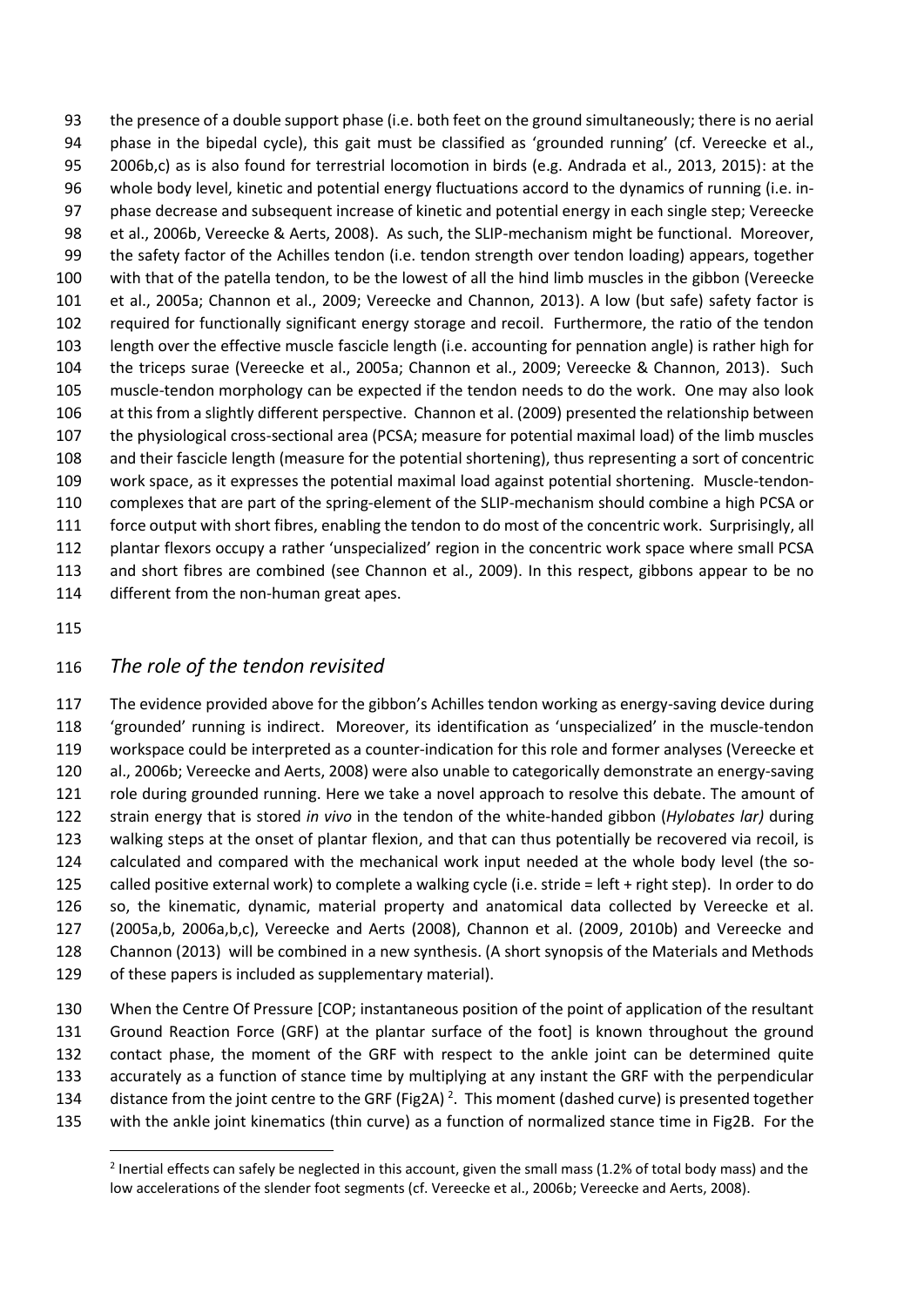the presence of a double support phase (i.e. both feet on the ground simultaneously; there is no aerial phase in the bipedal cycle), this gait must be classified as 'grounded running' (cf. Vereecke et al., 2006b,c) as is also found for terrestrial locomotion in birds (e.g. Andrada et al., 2013, 2015): at the whole body level, kinetic and potential energy fluctuations accord to the dynamics of running (i.e. in-phase decrease and subsequent increase of kinetic and potential energy in each single step; Vereecke et al., 2006b, Vereecke & Aerts, 2008). As such, the SLIP-mechanism might be functional. Moreover, the safety factor of the Achilles tendon (i.e. tendon strength over tendon loading) appears, together with that of the patella tendon, to be the lowest of all the hind limb muscles in the gibbon (Vereecke et al., 2005a; Channon et al., 2009; Vereecke and Channon, 2013). A low (but safe) safety factor is required for functionally significant energy storage and recoil. Furthermore, the ratio of the tendon length over the effective muscle fascicle length (i.e. accounting for pennation angle) is rather high for the triceps surae (Vereecke et al., 2005a; Channon et al., 2009; Vereecke & Channon, 2013). Such muscle-tendon morphology can be expected if the tendon needs to do the work. One may also look at this from a slightly different perspective. Channon et al. (2009) presented the relationship between the physiological cross-sectional area (PCSA; measure for potential maximal load) of the limb muscles and their fascicle length (measure for the potential shortening), thus representing a sort of concentric work space, as it expresses the potential maximal load against potential shortening. Muscle-tendon-complexes that are part of the spring-element of the SLIP-mechanism should combine a high PCSA or force output with short fibres, enabling the tendon to do most of the concentric work. Surprisingly, all plantar flexors occupy a rather 'unspecialized' region in the concentric work space where small PCSA and short fibres are combined (see Channon et al., 2009). In this respect, gibbons appear to be no different from the non-human great apes.

## *The role of the tendon revisited*

The evidence provided above for the gibbon's Achilles tendon working as energy-saving device during 'grounded' running is indirect. Moreover, its identification as 'unspecialized' in the muscle-tendon workspace could be interpreted as a counter-indication for this role and former analyses (Vereecke et al., 2006b; Vereecke and Aerts, 2008) were also unable to categorically demonstrate an energy-saving role during grounded running. Here we take a novel approach to resolve this debate. The amount of strain energy that is stored *in vivo* in the tendon of the white-handed gibbon (*Hylobates lar)* during walking steps at the onset of plantar flexion, and that can thus potentially be recovered via recoil, is calculated and compared with the mechanical work input needed at the whole body level (the so-called positive external work) to complete a walking cycle (i.e. stride = left + right step). In order to do so, the kinematic, dynamic, material property and anatomical data collected by Vereecke et al. (2005a,b, 2006a,b,c), Vereecke and Aerts (2008), Channon et al. (2009, 2010b) and Vereecke and Channon (2013) will be combined in a new synthesis. (A short synopsis of the Materials and Methods of these papers is included as supplementary material).

When the Centre Of Pressure [COP; instantaneous position of the point of application of the resultant Ground Reaction Force (GRF) at the plantar surface of the foot] is known throughout the ground contact phase, the moment of the GRF with respect to the ankle joint can be determined quite accurately as a function of stance time by multiplying at any instant the GRF with the perpendicular distance from the joint centre to the GRF (Fig2A) [2]. This moment (dashed curve) is presented together with the ankle joint kinematics (thin curve) as a function of normalized stance time in Fig2B. For the

[2] Inertial effects can safely be neglected in this account, given the small mass (1.2% of total body mass) and the low accelerations of the slender foot segments (cf. Vereecke et al., 2006b; Vereecke and Aerts, 2008).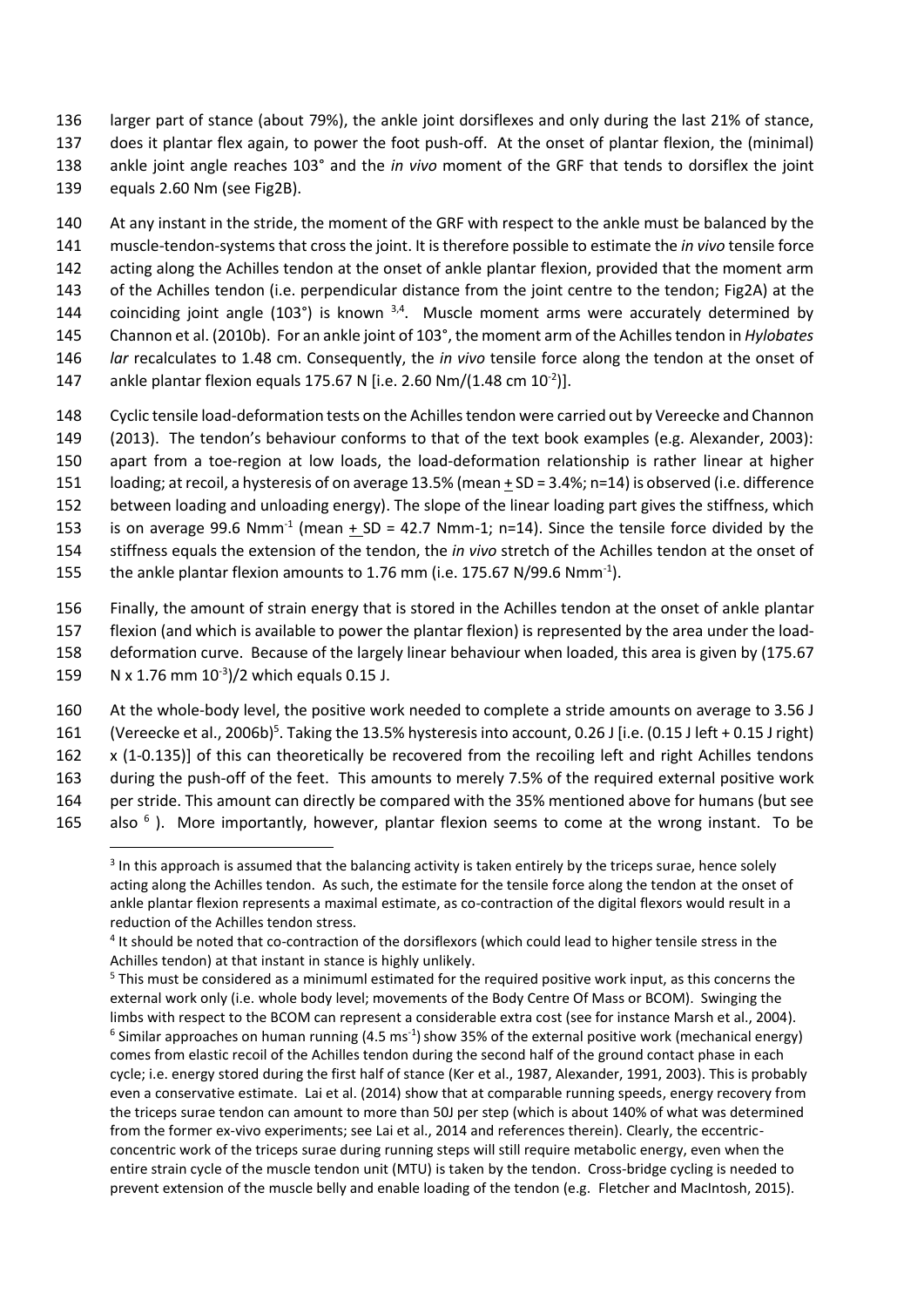larger part of stance (about 79%), the ankle joint dorsiflexes and only during the last 21% of stance, does it plantar flex again, to power the foot push-off. At the onset of plantar flexion, the (minimal) ankle joint angle reaches 103° and the *in vivo* moment of the GRF that tends to dorsiflex the joint equals 2.60 Nm (see Fig2B).

At any instant in the stride, the moment of the GRF with respect to the ankle must be balanced by the muscle-tendon-systems that cross the joint. It is therefore possible to estimate the *in vivo* tensile force acting along the Achilles tendon at the onset of ankle plantar flexion, provided that the moment arm of the Achilles tendon (i.e. perpendicular distance from the joint centre to the tendon; Fig2A) at the coinciding joint angle (103°) is known [3,4]. Muscle moment arms were accurately determined by Channon et al. (2010b). For an ankle joint of 103°, the moment arm of the Achilles tendon in *Hylobates lar* recalculates to 1.48 cm. Consequently, the *in vivo* tensile force along the tendon at the onset of ankle plantar flexion equals 175.67 N [i.e. 2.60 Nm/(1.48 cm $10^{-2}$)].

Cyclic tensile load-deformation tests on the Achilles tendon were carried out by Vereecke and Channon (2013). The tendon's behaviour conforms to that of the text book examples (e.g. Alexander, 2003): apart from a toe-region at low loads, the load-deformation relationship is rather linear at higher loading; at recoil, a hysteresis of on average 13.5% (mean $\pm$ SD = 3.4%; n=14) is observed (i.e. difference between loading and unloading energy). The slope of the linear loading part gives the stiffness, which is on average 99.6 $Nmm^{-1}$ (mean $\pm$ SD = 42.7 Nmm-1; n=14). Since the tensile force divided by the stiffness equals the extension of the tendon, the *in vivo* stretch of the Achilles tendon at the onset of the ankle plantar flexion amounts to 1.76 mm (i.e. 175.67 N/99.6 $Nmm^{-1}$).

Finally, the amount of strain energy that is stored in the Achilles tendon at the onset of ankle plantar flexion (and which is available to power the plantar flexion) is represented by the area under the load-deformation curve. Because of the largely linear behaviour when loaded, this area is given by (175.67 N x 1.76 mm $10^{-3}$)/2 which equals 0.15 J.

At the whole-body level, the positive work needed to complete a stride amounts on average to 3.56 J (Vereecke et al., 2006b)[5]. Taking the 13.5% hysteresis into account, 0.26 J [i.e. (0.15 J left + 0.15 J right) x (1-0.135)] of this can theoretically be recovered from the recoiling left and right Achilles tendons during the push-off of the feet. This amounts to merely 7.5% of the required external positive work per stride. This amount can directly be compared with the 35% mentioned above for humans (but see also [6] ). More importantly, however, plantar flexion seems to come at the wrong instant. To be

[3] In this approach is assumed that the balancing activity is taken entirely by the triceps surae, hence solely acting along the Achilles tendon. As such, the estimate for the tensile force along the tendon at the onset of ankle plantar flexion represents a maximal estimate, as co-contraction of the digital flexors would result in a reduction of the Achilles tendon stress.

[4] It should be noted that co-contraction of the dorsiflexors (which could lead to higher tensile stress in the Achilles tendon) at that instant in stance is highly unlikely.

[5] This must be considered as a minimuml estimated for the required positive work input, as this concerns the external work only (i.e. whole body level; movements of the Body Centre Of Mass or BCOM). Swinging the limbs with respect to the BCOM can represent a considerable extra cost (see for instance Marsh et al., 2004).

[6] Similar approaches on human running (4.5 $ms^{-1}$) show 35% of the external positive work (mechanical energy) comes from elastic recoil of the Achilles tendon during the second half of the ground contact phase in each cycle; i.e. energy stored during the first half of stance (Ker et al., 1987, Alexander, 1991, 2003). This is probably even a conservative estimate. Lai et al. (2014) show that at comparable running speeds, energy recovery from the triceps surae tendon can amount to more than 50J per step (which is about 140% of what was determined from the former ex-vivo experiments; see Lai et al., 2014 and references therein). Clearly, the eccentric-concentric work of the triceps surae during running steps will still require metabolic energy, even when the entire strain cycle of the muscle tendon unit (MTU) is taken by the tendon. Cross-bridge cycling is needed to prevent extension of the muscle belly and enable loading of the tendon (e.g. Fletcher and MacIntosh, 2015).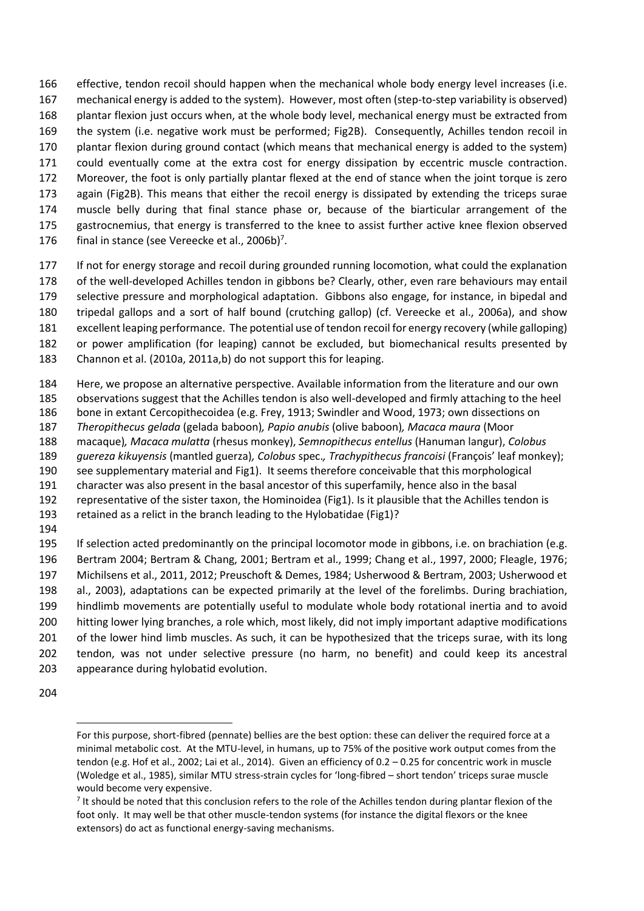effective, tendon recoil should happen when the mechanical whole body energy level increases (i.e. mechanical energy is added to the system). However, most often (step-to-step variability is observed) plantar flexion just occurs when, at the whole body level, mechanical energy must be extracted from the system (i.e. negative work must be performed; Fig2B). Consequently, Achilles tendon recoil in plantar flexion during ground contact (which means that mechanical energy is added to the system) could eventually come at the extra cost for energy dissipation by eccentric muscle contraction. Moreover, the foot is only partially plantar flexed at the end of stance when the joint torque is zero again (Fig2B). This means that either the recoil energy is dissipated by extending the triceps surae muscle belly during that final stance phase or, because of the biarticular arrangement of the gastrocnemius, that energy is transferred to the knee to assist further active knee flexion observed final in stance (see Vereecke et al., 2006b)[7].

If not for energy storage and recoil during grounded running locomotion, what could the explanation of the well-developed Achilles tendon in gibbons be? Clearly, other, even rare behaviours may entail selective pressure and morphological adaptation. Gibbons also engage, for instance, in bipedal and tripedal gallops and a sort of half bound (crutching gallop) (cf. Vereecke et al., 2006a), and show excellent leaping performance. The potential use of tendon recoil for energy recovery (while galloping) or power amplification (for leaping) cannot be excluded, but biomechanical results presented by Channon et al. (2010a, 2011a,b) do not support this for leaping.

Here, we propose an alternative perspective. Available information from the literature and our own observations suggest that the Achilles tendon is also well-developed and firmly attaching to the heel bone in extant Cercopithecoidea (e.g. Frey, 1913; Swindler and Wood, 1973; own dissections on *Theropithecus gelada* (gelada baboon)*, Papio anubis* (olive baboon)*, Macaca maura* (Moor macaque)*, Macaca mulatta* (rhesus monkey), *Semnopithecus entellus* (Hanuman langur), *Colobus guereza kikuyensis* (mantled guerza)*, Colobus* spec.*, Trachypithecus francoisi* (François' leaf monkey); see supplementary material and Fig1). It seems therefore conceivable that this morphological character was also present in the basal ancestor of this superfamily, hence also in the basal representative of the sister taxon, the Hominoidea (Fig1). Is it plausible that the Achilles tendon is retained as a relict in the branch leading to the Hylobatidae (Fig1)?

If selection acted predominantly on the principal locomotor mode in gibbons, i.e. on brachiation (e.g. Bertram 2004; Bertram & Chang, 2001; Bertram et al., 1999; Chang et al., 1997, 2000; Fleagle, 1976; Michilsens et al., 2011, 2012; Preuschoft & Demes, 1984; Usherwood & Bertram, 2003; Usherwood et al., 2003), adaptations can be expected primarily at the level of the forelimbs. During brachiation, hindlimb movements are potentially useful to modulate whole body rotational inertia and to avoid hitting lower lying branches, a role which, most likely, did not imply important adaptive modifications of the lower hind limb muscles. As such, it can be hypothesized that the triceps surae, with its long tendon, was not under selective pressure (no harm, no benefit) and could keep its ancestral appearance during hylobatid evolution.

---

For this purpose, short-fibred (pennate) bellies are the best option: these can deliver the required force at a minimal metabolic cost. At the MTU-level, in humans, up to 75% of the positive work output comes from the tendon (e.g. Hof et al., 2002; Lai et al., 2014). Given an efficiency of 0.2 – 0.25 for concentric work in muscle (Woledge et al., 1985), similar MTU stress-strain cycles for 'long-fibred – short tendon' triceps surae muscle would become very expensive.

[7] It should be noted that this conclusion refers to the role of the Achilles tendon during plantar flexion of the foot only. It may well be that other muscle-tendon systems (for instance the digital flexors or the knee extensors) do act as functional energy-saving mechanisms.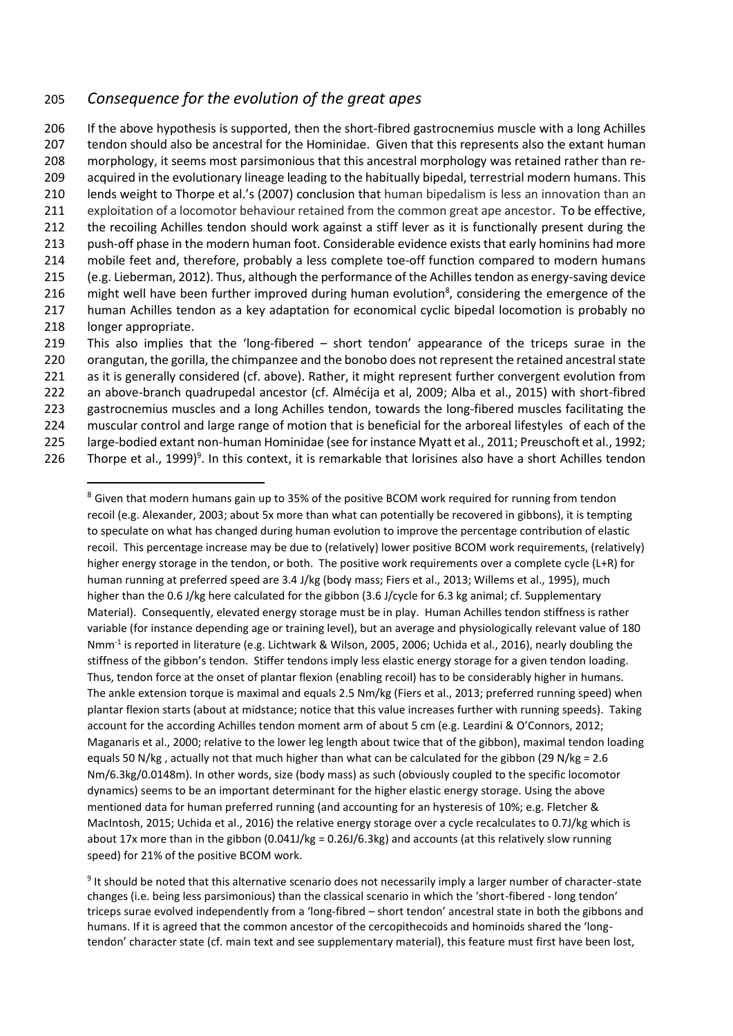## *Consequence for the evolution of the great apes*

If the above hypothesis is supported, then the short-fibred gastrocnemius muscle with a long Achilles tendon should also be ancestral for the Hominidae. Given that this represents also the extant human morphology, it seems most parsimonious that this ancestral morphology was retained rather than re-acquired in the evolutionary lineage leading to the habitually bipedal, terrestrial modern humans. This lends weight to Thorpe et al.'s (2007) conclusion that human bipedalism is less an innovation than an exploitation of a locomotor behaviour retained from the common great ape ancestor. To be effective, the recoiling Achilles tendon should work against a stiff lever as it is functionally present during the push-off phase in the modern human foot. Considerable evidence exists that early hominins had more mobile feet and, therefore, probably a less complete toe-off function compared to modern humans (e.g. Lieberman, 2012). Thus, although the performance of the Achilles tendon as energy-saving device might well have been further improved during human evolution[8], considering the emergence of the human Achilles tendon as a key adaptation for economical cyclic bipedal locomotion is probably no longer appropriate.

This also implies that the 'long-fibered – short tendon' appearance of the triceps surae in the orangutan, the gorilla, the chimpanzee and the bonobo does not represent the retained ancestral state as it is generally considered (cf. above). Rather, it might represent further convergent evolution from an above-branch quadrupedal ancestor (cf. Almécija et al, 2009; Alba et al., 2015) with short-fibred gastrocnemius muscles and a long Achilles tendon, towards the long-fibered muscles facilitating the muscular control and large range of motion that is beneficial for the arboreal lifestyles of each of the large-bodied extant non-human Hominidae (see for instance Myatt et al., 2011; Preuschoft et al., 1992; Thorpe et al., 1999)[9]. In this context, it is remarkable that lorisines also have a short Achilles tendon

[8] Given that modern humans gain up to 35% of the positive BCOM work required for running from tendon recoil (e.g. Alexander, 2003; about 5x more than what can potentially be recovered in gibbons), it is tempting to speculate on what has changed during human evolution to improve the percentage contribution of elastic recoil. This percentage increase may be due to (relatively) lower positive BCOM work requirements, (relatively) higher energy storage in the tendon, or both. The positive work requirements over a complete cycle (L+R) for human running at preferred speed are 3.4 J/kg (body mass; Fiers et al., 2013; Willems et al., 1995), much higher than the 0.6 J/kg here calculated for the gibbon (3.6 J/cycle for 6.3 kg animal; cf. Supplementary Material). Consequently, elevated energy storage must be in play. Human Achilles tendon stiffness is rather variable (for instance depending age or training level), but an average and physiologically relevant value of 180 $Nmm^{-1}$ is reported in literature (e.g. Lichtwark & Wilson, 2005, 2006; Uchida et al., 2016), nearly doubling the stiffness of the gibbon's tendon. Stiffer tendons imply less elastic energy storage for a given tendon loading. Thus, tendon force at the onset of plantar flexion (enabling recoil) has to be considerably higher in humans. The ankle extension torque is maximal and equals 2.5 Nm/kg (Fiers et al., 2013; preferred running speed) when plantar flexion starts (about at midstance; notice that this value increases further with running speeds). Taking account for the according Achilles tendon moment arm of about 5 cm (e.g. Leardini & O'Connors, 2012; Maganaris et al., 2000; relative to the lower leg length about twice that of the gibbon), maximal tendon loading equals 50 N/kg , actually not that much higher than what can be calculated for the gibbon (29 N/kg = 2.6 Nm/6.3kg/0.0148m). In other words, size (body mass) as such (obviously coupled to the specific locomotor dynamics) seems to be an important determinant for the higher elastic energy storage. Using the above mentioned data for human preferred running (and accounting for an hysteresis of 10%; e.g. Fletcher & MacIntosh, 2015; Uchida et al., 2016) the relative energy storage over a cycle recalculates to 0.7J/kg which is about 17x more than in the gibbon (0.041J/kg = 0.26J/6.3kg) and accounts (at this relatively slow running speed) for 21% of the positive BCOM work.

[9] It should be noted that this alternative scenario does not necessarily imply a larger number of character-state changes (i.e. being less parsimonious) than the classical scenario in which the 'short-fibered - long tendon' triceps surae evolved independently from a 'long-fibred – short tendon' ancestral state in both the gibbons and humans. If it is agreed that the common ancestor of the cercopithecoids and hominoids shared the 'long-tendon' character state (cf. main text and see supplementary material), this feature must first have been lost,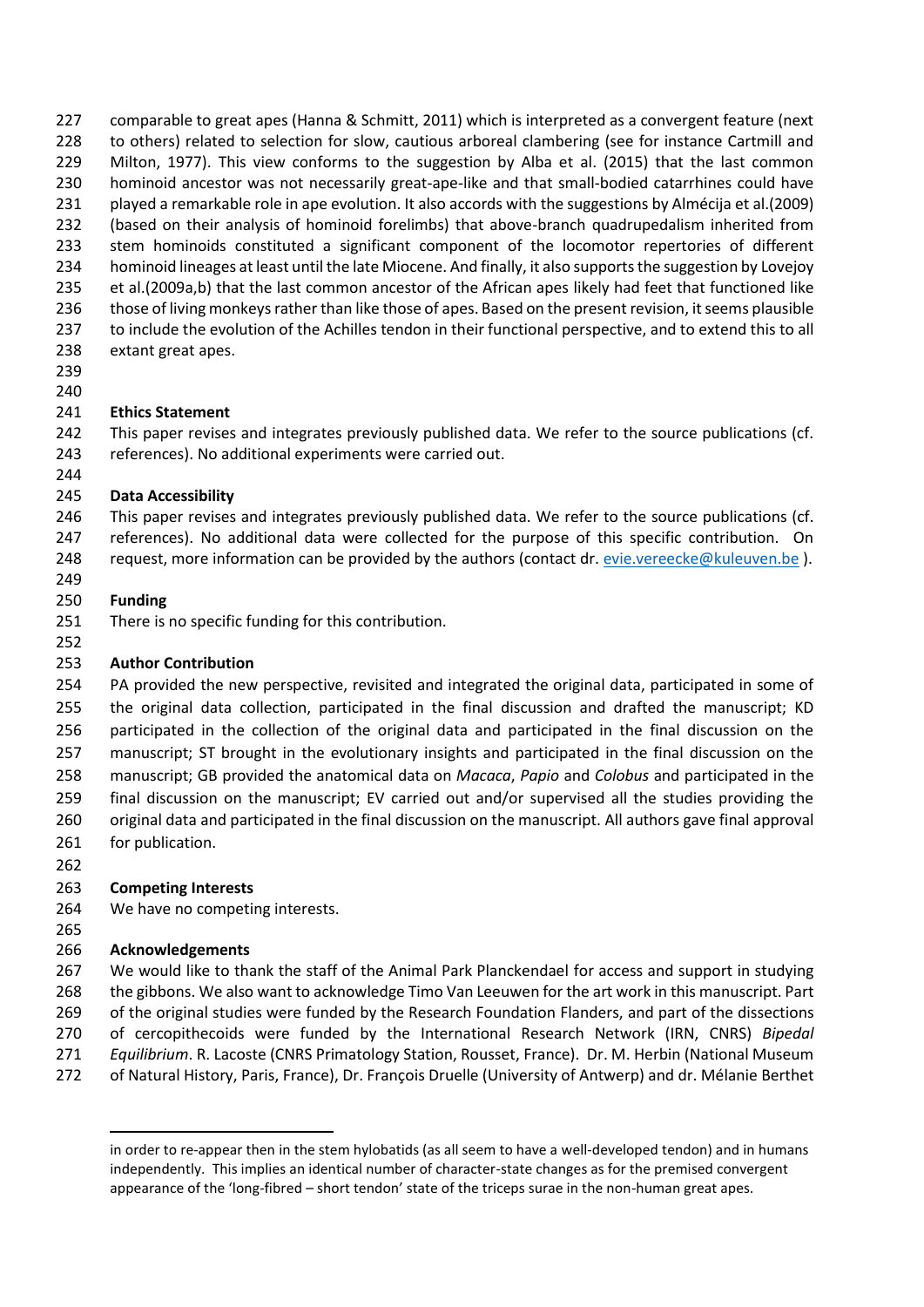comparable to great apes (Hanna & Schmitt, 2011) which is interpreted as a convergent feature (next to others) related to selection for slow, cautious arboreal clambering (see for instance Cartmill and Milton, 1977). This view conforms to the suggestion by Alba et al. (2015) that the last common hominoid ancestor was not necessarily great-ape-like and that small-bodied catarrhines could have played a remarkable role in ape evolution. It also accords with the suggestions by Almécija et al.(2009) (based on their analysis of hominoid forelimbs) that above-branch quadrupedalism inherited from stem hominoids constituted a significant component of the locomotor repertories of different hominoid lineages at least until the late Miocene. And finally, it also supports the suggestion by Lovejoy et al.(2009a,b) that the last common ancestor of the African apes likely had feet that functioned like those of living monkeys rather than like those of apes. Based on the present revision, it seems plausible to include the evolution of the Achilles tendon in their functional perspective, and to extend this to all extant great apes.

## Ethics Statement

This paper revises and integrates previously published data. We refer to the source publications (cf. references). No additional experiments were carried out.

## Data Accessibility

This paper revises and integrates previously published data. We refer to the source publications (cf. references). No additional data were collected for the purpose of this specific contribution. On request, more information can be provided by the authors (contact dr. evie.vereecke@kuleuven.be ).

## Funding

There is no specific funding for this contribution.

## Author Contribution

PA provided the new perspective, revisited and integrated the original data, participated in some of the original data collection, participated in the final discussion and drafted the manuscript; KD participated in the collection of the original data and participated in the final discussion on the manuscript; ST brought in the evolutionary insights and participated in the final discussion on the manuscript; GB provided the anatomical data on *Macaca*, *Papio* and *Colobus* and participated in the final discussion on the manuscript; EV carried out and/or supervised all the studies providing the original data and participated in the final discussion on the manuscript. All authors gave final approval for publication.

## Competing Interests

We have no competing interests.

## Acknowledgements

We would like to thank the staff of the Animal Park Planckendael for access and support in studying the gibbons. We also want to acknowledge Timo Van Leeuwen for the art work in this manuscript. Part of the original studies were funded by the Research Foundation Flanders, and part of the dissections of cercopithecoids were funded by the International Research Network (IRN, CNRS) *Bipedal Equilibrium*. R. Lacoste (CNRS Primatology Station, Rousset, France). Dr. M. Herbin (National Museum of Natural History, Paris, France), Dr. François Druelle (University of Antwerp) and dr. Mélanie Berthet

---

in order to re-appear then in the stem hylobatids (as all seem to have a well-developed tendon) and in humans independently. This implies an identical number of character-state changes as for the premised convergent appearance of the 'long-fibred – short tendon' state of the triceps surae in the non-human great apes.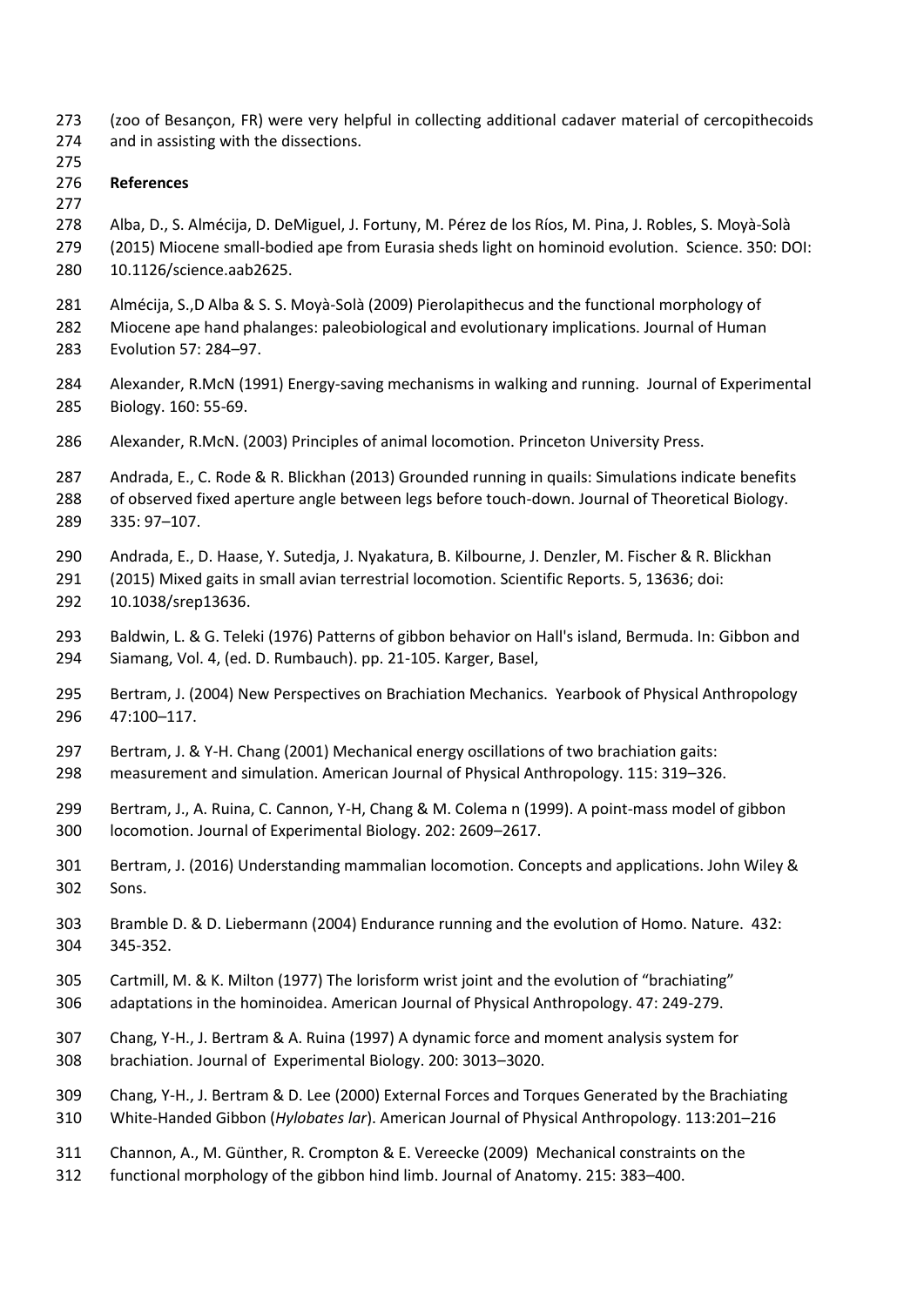(zoo of Besançon, FR) were very helpful in collecting additional cadaver material of cercopithecoids and in assisting with the dissections.

## References

Alba, D., S. Almécija, D. DeMiguel, J. Fortuny, M. Pérez de los Ríos, M. Pina, J. Robles, S. Moyà-Solà (2015) Miocene small-bodied ape from Eurasia sheds light on hominoid evolution. Science. 350: DOI: 10.1126/science.aab2625.

Almécija, S.,D Alba & S. S. Moyà-Solà (2009) Pierolapithecus and the functional morphology of Miocene ape hand phalanges: paleobiological and evolutionary implications. Journal of Human Evolution 57: 284–97.

Alexander, R.McN (1991) Energy-saving mechanisms in walking and running. Journal of Experimental Biology. 160: 55-69.

Alexander, R.McN. (2003) Principles of animal locomotion. Princeton University Press.

Andrada, E., C. Rode & R. Blickhan (2013) Grounded running in quails: Simulations indicate benefits of observed fixed aperture angle between legs before touch-down. Journal of Theoretical Biology. 335: 97–107.

Andrada, E., D. Haase, Y. Sutedja, J. Nyakatura, B. Kilbourne, J. Denzler, M. Fischer & R. Blickhan (2015) Mixed gaits in small avian terrestrial locomotion. Scientific Reports. 5, 13636; doi: 10.1038/srep13636.

Baldwin, L. & G. Teleki (1976) Patterns of gibbon behavior on Hall's island, Bermuda. In: Gibbon and Siamang, Vol. 4, (ed. D. Rumbauch). pp. 21-105. Karger, Basel,

Bertram, J. (2004) New Perspectives on Brachiation Mechanics. Yearbook of Physical Anthropology 47:100–117.

Bertram, J. & Y-H. Chang (2001) Mechanical energy oscillations of two brachiation gaits: measurement and simulation. American Journal of Physical Anthropology. 115: 319–326.

Bertram, J., A. Ruina, C. Cannon, Y-H, Chang & M. Colema n (1999). A point-mass model of gibbon locomotion. Journal of Experimental Biology. 202: 2609–2617.

Bertram, J. (2016) Understanding mammalian locomotion. Concepts and applications. John Wiley & Sons.

Bramble D. & D. Liebermann (2004) Endurance running and the evolution of Homo. Nature. 432: 345-352.

Cartmill, M. & K. Milton (1977) The lorisform wrist joint and the evolution of "brachiating" adaptations in the hominoidea. American Journal of Physical Anthropology. 47: 249-279.

Chang, Y-H., J. Bertram & A. Ruina (1997) A dynamic force and moment analysis system for brachiation. Journal of Experimental Biology. 200: 3013–3020.

Chang, Y-H., J. Bertram & D. Lee (2000) External Forces and Torques Generated by the Brachiating White-Handed Gibbon (*Hylobates lar*). American Journal of Physical Anthropology. 113:201–216

Channon, A., M. Günther, R. Crompton & E. Vereecke (2009) Mechanical constraints on the functional morphology of the gibbon hind limb. Journal of Anatomy. 215: 383–400.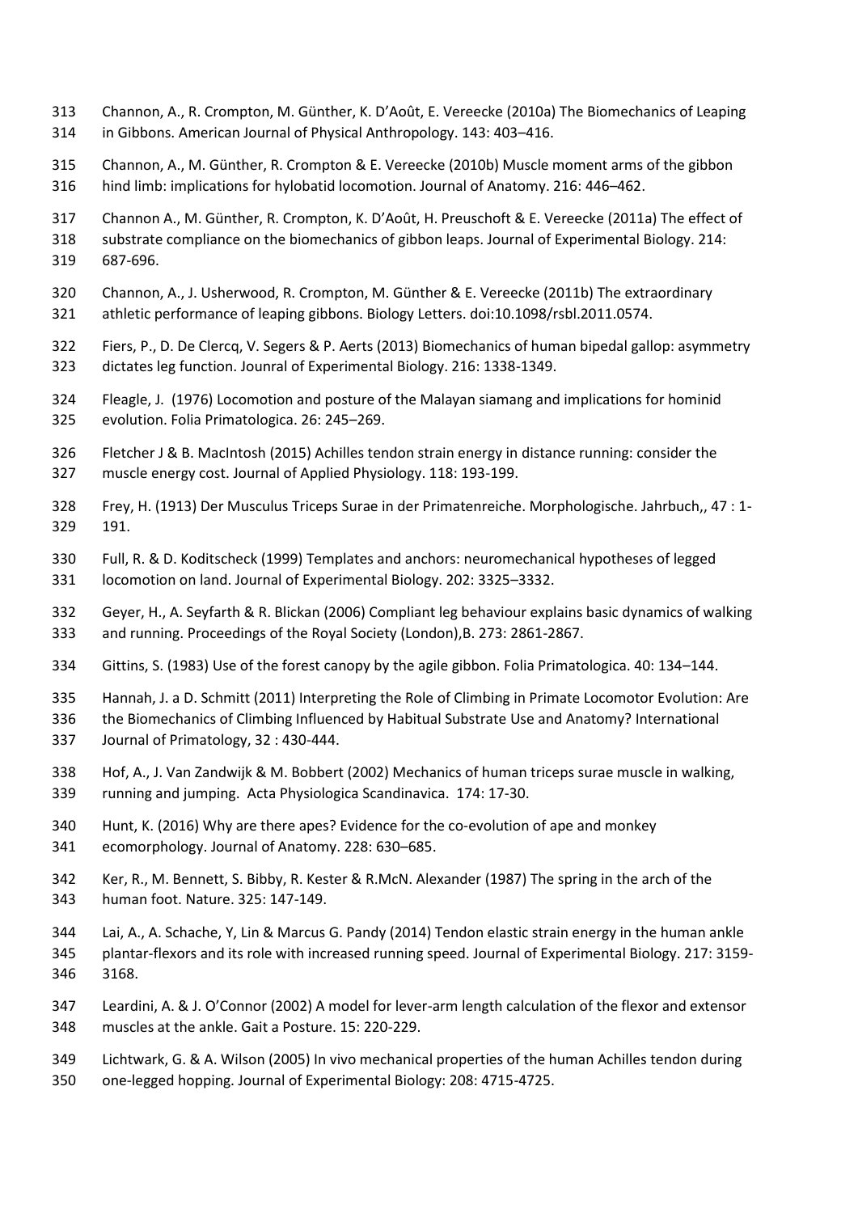Channon, A., R. Crompton, M. Günther, K. D'Août, E. Vereecke (2010a) The Biomechanics of Leaping in Gibbons. American Journal of Physical Anthropology. 143: 403–416.

Channon, A., M. Günther, R. Crompton & E. Vereecke (2010b) Muscle moment arms of the gibbon hind limb: implications for hylobatid locomotion. Journal of Anatomy. 216: 446–462.

Channon A., M. Günther, R. Crompton, K. D'Août, H. Preuschoft & E. Vereecke (2011a) The effect of substrate compliance on the biomechanics of gibbon leaps. Journal of Experimental Biology. 214: 687-696.

Channon, A., J. Usherwood, R. Crompton, M. Günther & E. Vereecke (2011b) The extraordinary athletic performance of leaping gibbons. Biology Letters. doi:10.1098/rsbl.2011.0574.

Fiers, P., D. De Clercq, V. Segers & P. Aerts (2013) Biomechanics of human bipedal gallop: asymmetry dictates leg function. Jounral of Experimental Biology. 216: 1338-1349.

Fleagle, J. (1976) Locomotion and posture of the Malayan siamang and implications for hominid evolution. Folia Primatologica. 26: 245–269.

Fletcher J & B. MacIntosh (2015) Achilles tendon strain energy in distance running: consider the muscle energy cost. Journal of Applied Physiology. 118: 193-199.

Frey, H. (1913) Der Musculus Triceps Surae in der Primatenreiche. Morphologische. Jahrbuch,, 47 : 1-191.

Full, R. & D. Koditscheck (1999) Templates and anchors: neuromechanical hypotheses of legged locomotion on land. Journal of Experimental Biology. 202: 3325–3332.

Geyer, H., A. Seyfarth & R. Blickan (2006) Compliant leg behaviour explains basic dynamics of walking and running. Proceedings of the Royal Society (London),B. 273: 2861-2867.

Gittins, S. (1983) Use of the forest canopy by the agile gibbon. Folia Primatologica. 40: 134–144.

Hannah, J. a D. Schmitt (2011) Interpreting the Role of Climbing in Primate Locomotor Evolution: Are the Biomechanics of Climbing Influenced by Habitual Substrate Use and Anatomy? International Journal of Primatology, 32 : 430-444.

Hof, A., J. Van Zandwijk & M. Bobbert (2002) Mechanics of human triceps surae muscle in walking, running and jumping. Acta Physiologica Scandinavica. 174: 17-30.

Hunt, K. (2016) Why are there apes? Evidence for the co-evolution of ape and monkey ecomorphology. Journal of Anatomy. 228: 630–685.

Ker, R., M. Bennett, S. Bibby, R. Kester & R.McN. Alexander (1987) The spring in the arch of the human foot. Nature. 325: 147-149.

Lai, A., A. Schache, Y, Lin & Marcus G. Pandy (2014) Tendon elastic strain energy in the human ankle plantar-flexors and its role with increased running speed. Journal of Experimental Biology. 217: 3159-3168.

Leardini, A. & J. O'Connor (2002) A model for lever-arm length calculation of the flexor and extensor muscles at the ankle. Gait a Posture. 15: 220-229.

Lichtwark, G. & A. Wilson (2005) In vivo mechanical properties of the human Achilles tendon during one-legged hopping. Journal of Experimental Biology: 208: 4715-4725.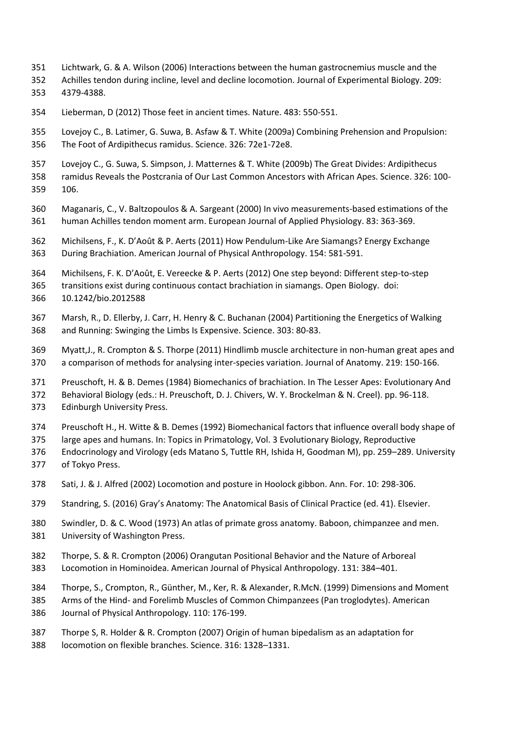Lichtwark, G. & A. Wilson (2006) Interactions between the human gastrocnemius muscle and the Achilles tendon during incline, level and decline locomotion. Journal of Experimental Biology. 209: 4379-4388.

Lieberman, D (2012) Those feet in ancient times. Nature. 483: 550-551.

Lovejoy C., B. Latimer, G. Suwa, B. Asfaw & T. White (2009a) Combining Prehension and Propulsion: The Foot of Ardipithecus ramidus. Science. 326: 72e1-72e8.

Lovejoy C., G. Suwa, S. Simpson, J. Matternes & T. White (2009b) The Great Divides: Ardipithecus ramidus Reveals the Postcrania of Our Last Common Ancestors with African Apes. Science. 326: 100-106.

Maganaris, C., V. Baltzopoulos & A. Sargeant (2000) In vivo measurements-based estimations of the human Achilles tendon moment arm. European Journal of Applied Physiology. 83: 363-369.

Michilsens, F., K. D'Août & P. Aerts (2011) How Pendulum-Like Are Siamangs? Energy Exchange During Brachiation. American Journal of Physical Anthropology. 154: 581-591.

Michilsens, F. K. D'Août, E. Vereecke & P. Aerts (2012) One step beyond: Different step-to-step transitions exist during continuous contact brachiation in siamangs. Open Biology. doi: 10.1242/bio.2012588

Marsh, R., D. Ellerby, J. Carr, H. Henry & C. Buchanan (2004) Partitioning the Energetics of Walking and Running: Swinging the Limbs Is Expensive. Science. 303: 80-83.

Myatt,J., R. Crompton & S. Thorpe (2011) Hindlimb muscle architecture in non-human great apes and a comparison of methods for analysing inter-species variation. Journal of Anatomy. 219: 150-166.

Preuschoft, H. & B. Demes (1984) Biomechanics of brachiation. In The Lesser Apes: Evolutionary And Behavioral Biology (eds.: H. Preuschoft, D. J. Chivers, W. Y. Brockelman & N. Creel). pp. 96-118. Edinburgh University Press.

Preuschoft H., H. Witte & B. Demes (1992) Biomechanical factors that influence overall body shape of large apes and humans. In: Topics in Primatology, Vol. 3 Evolutionary Biology, Reproductive Endocrinology and Virology (eds Matano S, Tuttle RH, Ishida H, Goodman M), pp. 259–289. University of Tokyo Press.

Sati, J. & J. Alfred (2002) Locomotion and posture in Hoolock gibbon. Ann. For. 10: 298-306.

Standring, S. (2016) Gray's Anatomy: The Anatomical Basis of Clinical Practice (ed. 41). Elsevier.

Swindler, D. & C. Wood (1973) An atlas of primate gross anatomy. Baboon, chimpanzee and men. University of Washington Press.

Thorpe, S. & R. Crompton (2006) Orangutan Positional Behavior and the Nature of Arboreal Locomotion in Hominoidea. American Journal of Physical Anthropology. 131: 384–401.

Thorpe, S., Crompton, R., Günther, M., Ker, R. & Alexander, R.McN. (1999) Dimensions and Moment Arms of the Hind- and Forelimb Muscles of Common Chimpanzees (Pan troglodytes). American Journal of Physical Anthropology. 110: 176-199.

Thorpe S, R. Holder & R. Crompton (2007) Origin of human bipedalism as an adaptation for locomotion on flexible branches. Science. 316: 1328–1331.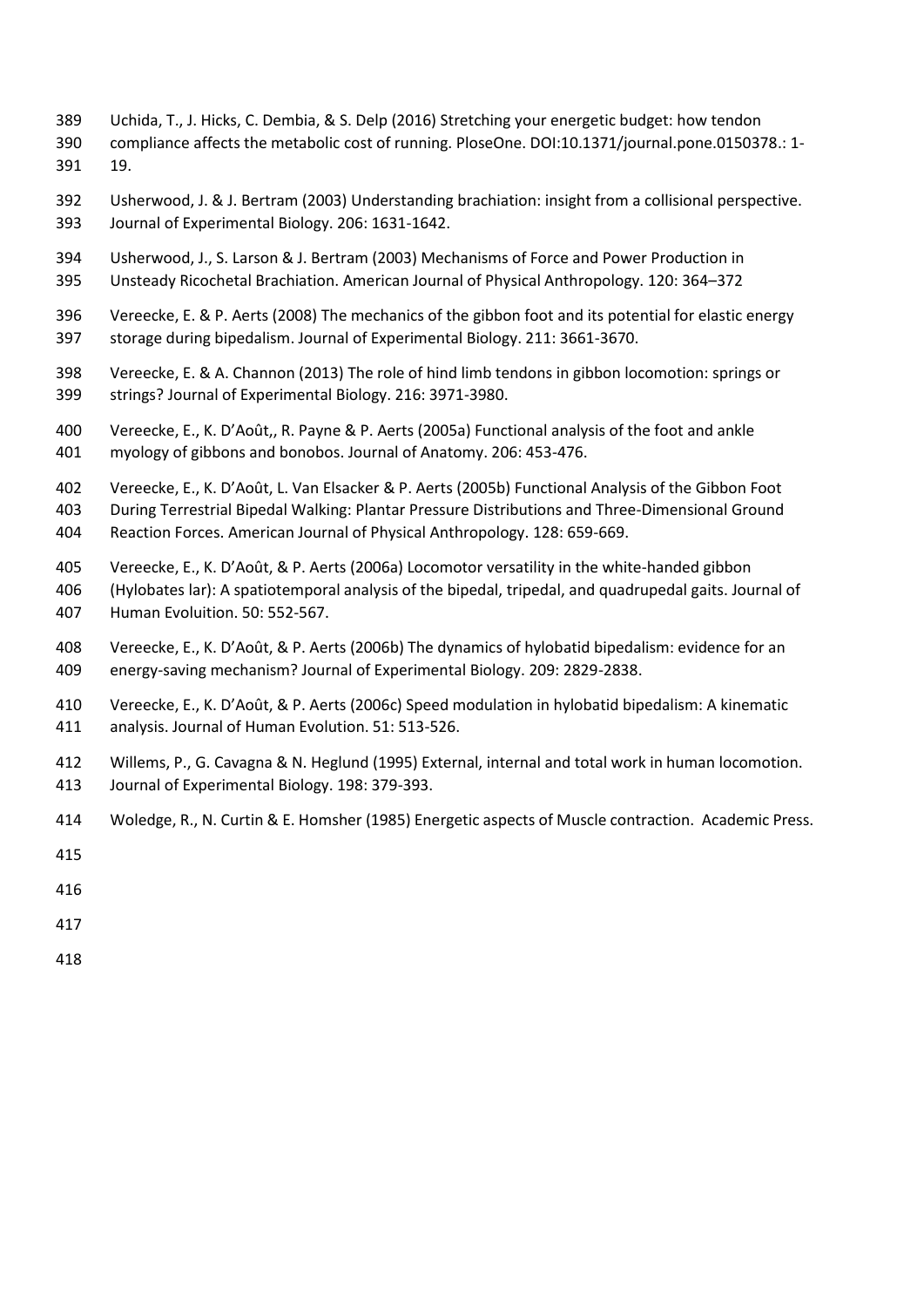Uchida, T., J. Hicks, C. Dembia, & S. Delp (2016) Stretching your energetic budget: how tendon compliance affects the metabolic cost of running. PloseOne. DOI:10.1371/journal.pone.0150378.: 1-19.

Usherwood, J. & J. Bertram (2003) Understanding brachiation: insight from a collisional perspective. Journal of Experimental Biology. 206: 1631-1642.

Usherwood, J., S. Larson & J. Bertram (2003) Mechanisms of Force and Power Production in Unsteady Ricochetal Brachiation. American Journal of Physical Anthropology. 120: 364–372

Vereecke, E. & P. Aerts (2008) The mechanics of the gibbon foot and its potential for elastic energy storage during bipedalism. Journal of Experimental Biology. 211: 3661-3670.

Vereecke, E. & A. Channon (2013) The role of hind limb tendons in gibbon locomotion: springs or strings? Journal of Experimental Biology. 216: 3971-3980.

Vereecke, E., K. D'Août,, R. Payne & P. Aerts (2005a) Functional analysis of the foot and ankle myology of gibbons and bonobos. Journal of Anatomy. 206: 453-476.

Vereecke, E., K. D'Août, L. Van Elsacker & P. Aerts (2005b) Functional Analysis of the Gibbon Foot During Terrestrial Bipedal Walking: Plantar Pressure Distributions and Three-Dimensional Ground Reaction Forces. American Journal of Physical Anthropology. 128: 659-669.

Vereecke, E., K. D'Août, & P. Aerts (2006a) Locomotor versatility in the white-handed gibbon (Hylobates lar): A spatiotemporal analysis of the bipedal, tripedal, and quadrupedal gaits. Journal of Human Evoluition. 50: 552-567.

Vereecke, E., K. D'Août, & P. Aerts (2006b) The dynamics of hylobatid bipedalism: evidence for an energy-saving mechanism? Journal of Experimental Biology. 209: 2829-2838.

Vereecke, E., K. D'Août, & P. Aerts (2006c) Speed modulation in hylobatid bipedalism: A kinematic analysis. Journal of Human Evolution. 51: 513-526.

Willems, P., G. Cavagna & N. Heglund (1995) External, internal and total work in human locomotion. Journal of Experimental Biology. 198: 379-393.

Woledge, R., N. Curtin & E. Homsher (1985) Energetic aspects of Muscle contraction. Academic Press.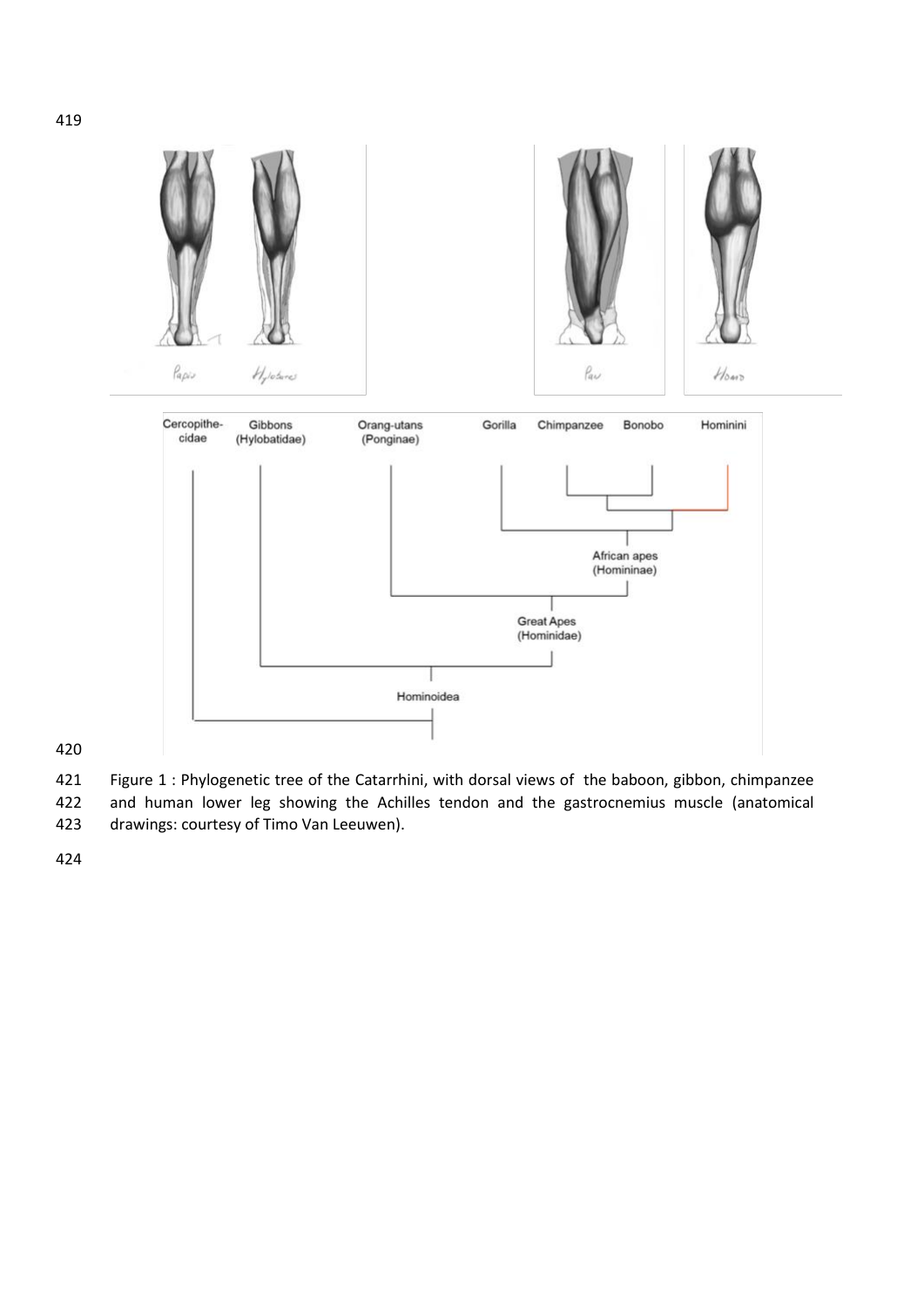Figure 1 : Phylogenetic tree of the Catarrhini, with dorsal views of the baboon, gibbon, chimpanzee and human lower leg showing the Achilles tendon and the gastrocnemius muscle (anatomical drawings: courtesy of Timo Van Leeuwen).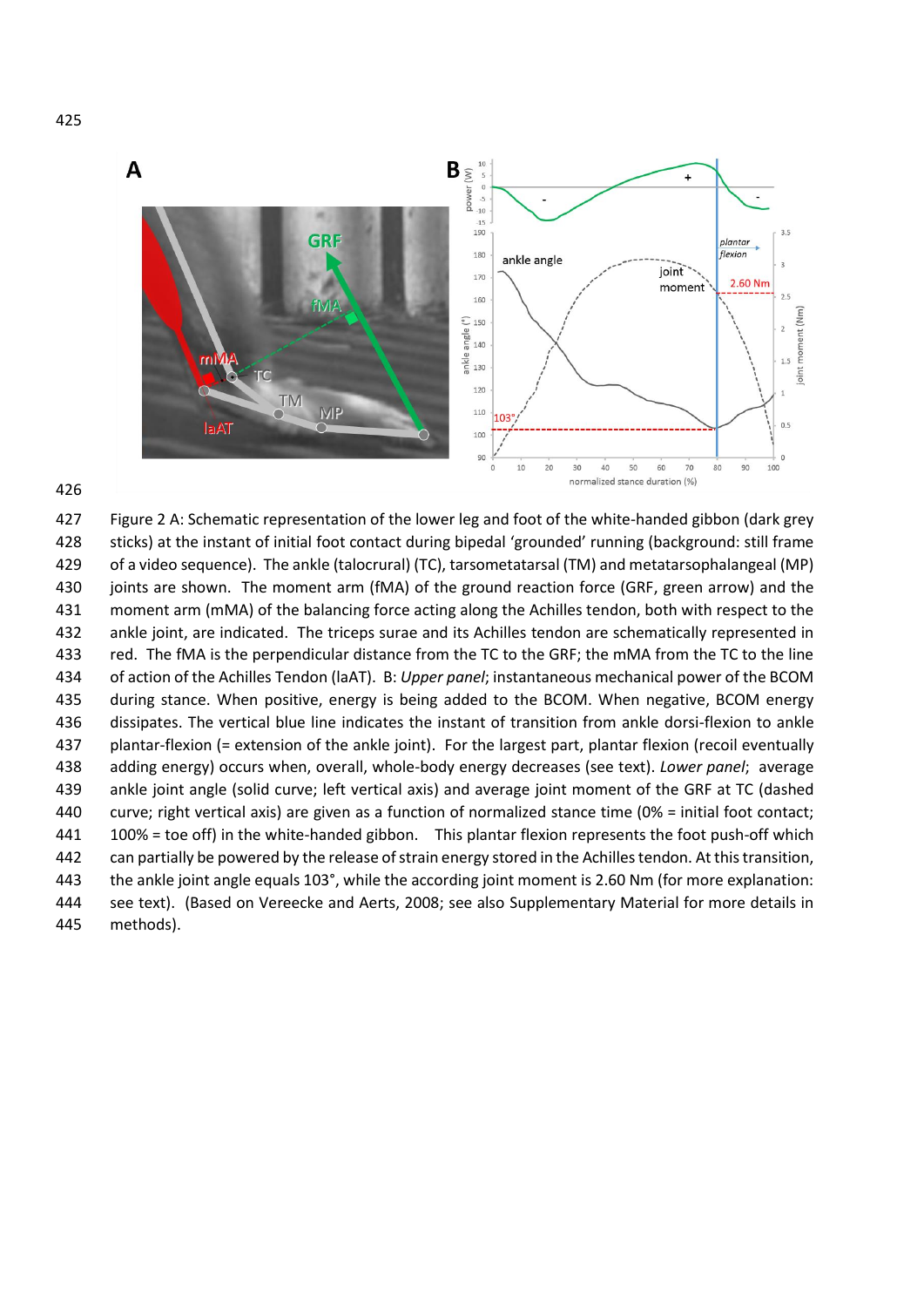A

GRF

fMA

mMA

TC

TM

MP

laAT

B

power (W)

10
5
0
-5
-10
-15

-
+
-

plantar flexion

ankle angle

joint moment

2.60 Nm

103°

ankle angle (°)

190
180
170
160
150
140
130
120
110
100
90

joint moment (Nm)

3.5
3
2.5
2
1.5
1
0.5
0

0 10 20 30 40 50 60 70 80 90 100

normalized stance duration (%)

Figure 2 A: Schematic representation of the lower leg and foot of the white-handed gibbon (dark grey sticks) at the instant of initial foot contact during bipedal 'grounded' running (background: still frame of a video sequence). The ankle (talocrural) (TC), tarsometatarsal (TM) and metatarsophalangeal (MP) joints are shown. The moment arm (fMA) of the ground reaction force (GRF, green arrow) and the moment arm (mMA) of the balancing force acting along the Achilles tendon, both with respect to the ankle joint, are indicated. The triceps surae and its Achilles tendon are schematically represented in red. The fMA is the perpendicular distance from the TC to the GRF; the mMA from the TC to the line of action of the Achilles Tendon (laAT). B: *Upper panel*; instantaneous mechanical power of the BCOM during stance. When positive, energy is being added to the BCOM. When negative, BCOM energy dissipates. The vertical blue line indicates the instant of transition from ankle dorsi-flexion to ankle plantar-flexion (= extension of the ankle joint). For the largest part, plantar flexion (recoil eventually adding energy) occurs when, overall, whole-body energy decreases (see text). *Lower panel*; average ankle joint angle (solid curve; left vertical axis) and average joint moment of the GRF at TC (dashed curve; right vertical axis) are given as a function of normalized stance time (0% = initial foot contact; 100% = toe off) in the white-handed gibbon. This plantar flexion represents the foot push-off which can partially be powered by the release of strain energy stored in the Achilles tendon. At this transition, the ankle joint angle equals 103°, while the according joint moment is 2.60 Nm (for more explanation: see text). (Based on Vereecke and Aerts, 2008; see also Supplementary Material for more details in methods).